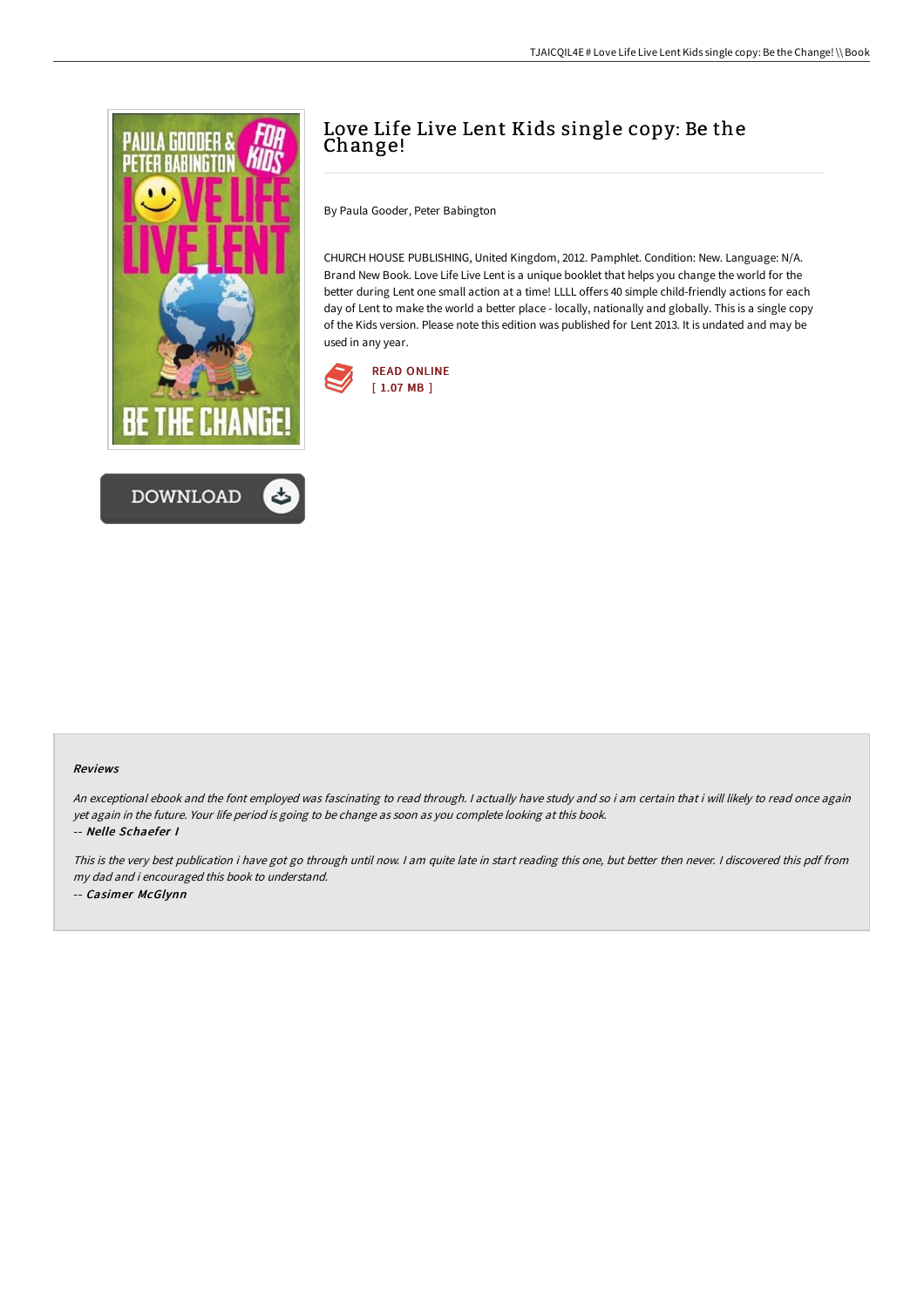# Love Life Live Lent Kids single copy: Be the Change!

By Paula Gooder, Peter Babington

CHURCH HOUSE PUBLISHING, United Kingdom, 2012. Pamphlet. Condition: New. Language: N/A. Brand New Book. Love Life Live Lent is a unique booklet that helps you change the world for the better during Lent one small action at a time! LLLL offers 40 simple child-friendly actions for each day of Lent to make the world a better place - locally, nationally and globally. This is a single copy of the Kids version. Please note this edition was published for Lent 2013. It is undated and may be used in any year.

READ ONLINE
[ 1.07 MB ]

DOWNLOAD

### Reviews

*An exceptional ebook and the font employed was fascinating to read through. I actually have study and so i am certain that i will likely to read once again yet again in the future. Your life period is going to be change as soon as you complete looking at this book.*

*-- Nelle Schaefer I*

*This is the very best publication i have got go through until now. I am quite late in start reading this one, but better then never. I discovered this pdf from my dad and i encouraged this book to understand.*

*-- Casimer McGlynn*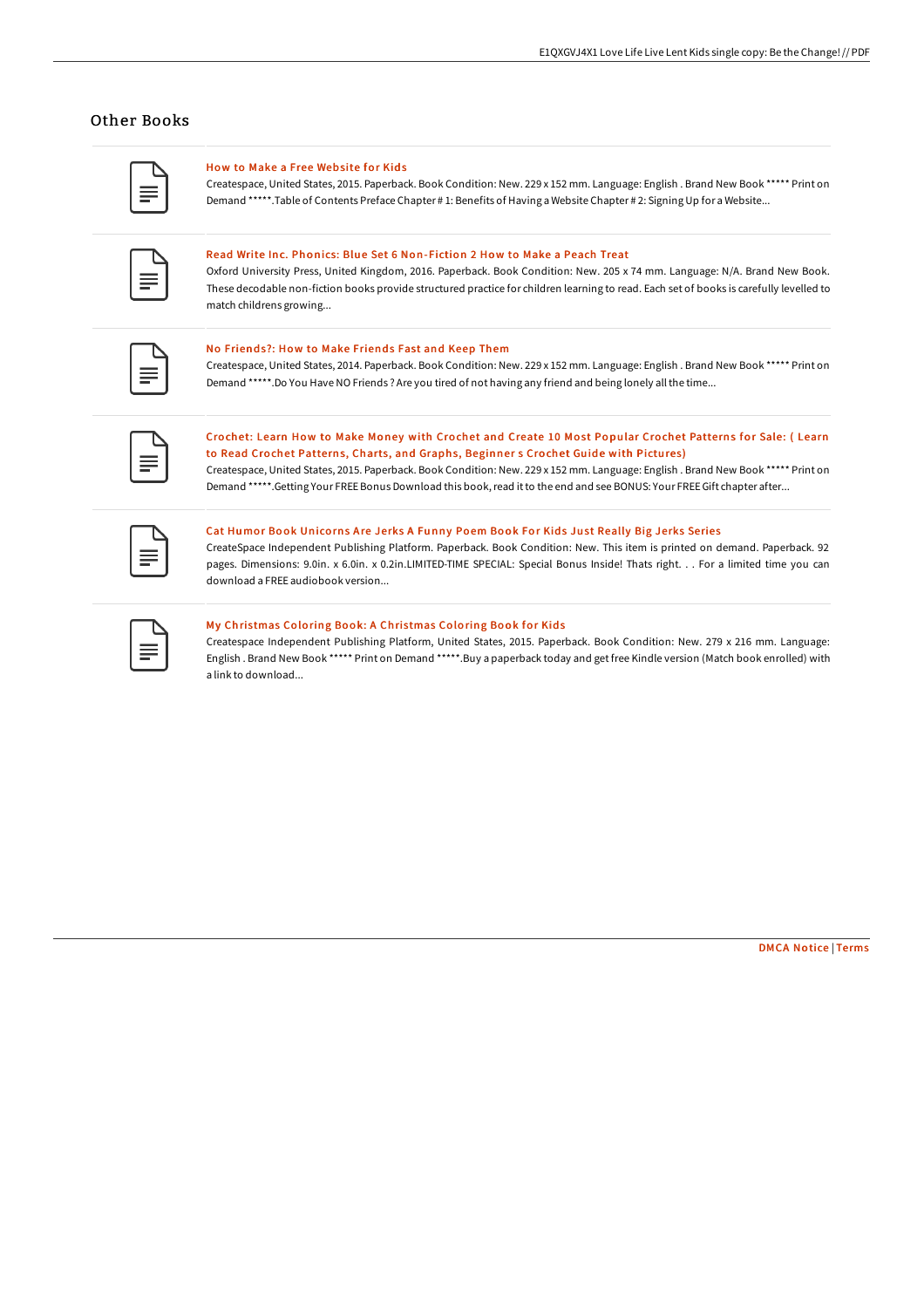## Other Books

### How to Make a Free Website for Kids

Createspace, United States, 2015. Paperback. Book Condition: New. 229 x 152 mm. Language: English . Brand New Book ***** Print on Demand *****.Table of Contents Preface Chapter # 1: Benefits of Having a Website Chapter # 2: Signing Up for a Website...

### Read Write Inc. Phonics: Blue Set 6 Non-Fiction 2 How to Make a Peach Treat

Oxford University Press, United Kingdom, 2016. Paperback. Book Condition: New. 205 x 74 mm. Language: N/A. Brand New Book. These decodable non-fiction books provide structured practice for children learning to read. Each set of books is carefully levelled to match childrens growing...

### No Friends?: How to Make Friends Fast and Keep Them

Createspace, United States, 2014. Paperback. Book Condition: New. 229 x 152 mm. Language: English . Brand New Book ***** Print on Demand *****.Do You Have NO Friends ? Are you tired of not having any friend and being lonely all the time...

### Crochet: Learn How to Make Money with Crochet and Create 10 Most Popular Crochet Patterns for Sale: ( Learn to Read Crochet Patterns, Charts, and Graphs, Beginner s Crochet Guide with Pictures)

Createspace, United States, 2015. Paperback. Book Condition: New. 229 x 152 mm. Language: English . Brand New Book ***** Print on Demand *****.Getting Your FREE Bonus Download this book, read it to the end and see BONUS: Your FREE Gift chapter after...

### Cat Humor Book Unicorns Are Jerks A Funny Poem Book For Kids Just Really Big Jerks Series

CreateSpace Independent Publishing Platform. Paperback. Book Condition: New. This item is printed on demand. Paperback. 92 pages. Dimensions: 9.0in. x 6.0in. x 0.2in.LIMITED-TIME SPECIAL: Special Bonus Inside! Thats right. . . For a limited time you can download a FREE audiobook version...

### My Christmas Coloring Book: A Christmas Coloring Book for Kids

Createspace Independent Publishing Platform, United States, 2015. Paperback. Book Condition: New. 279 x 216 mm. Language: English . Brand New Book ***** Print on Demand *****.Buy a paperback today and get free Kindle version (Match book enrolled) with a link to download...